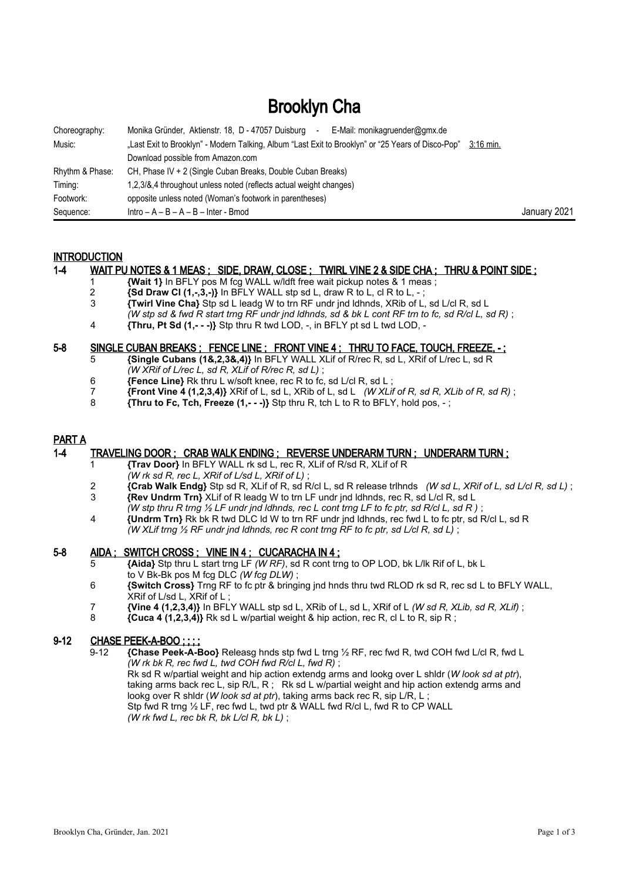# Brooklyn Cha

| | |
|---|---|
| Choreography: | Monika Gründer, Aktienstr. 18, D - 47057 Duisburg - E-Mail: monikagruender@gmx.de |
| Music: | „Last Exit to Brooklyn" - Modern Talking, Album "Last Exit to Brooklyn" or "25 Years of Disco-Pop" 3:16 min. |
| | Download possible from Amazon.com |
| Rhythm & Phase: | CH, Phase IV + 2 (Single Cuban Breaks, Double Cuban Breaks) |
| Timing: | 1,2,3/&,4 throughout unless noted (reflects actual weight changes) |
| Footwork: | opposite unless noted (Woman's footwork in parentheses) |
| Sequence: | Intro – A – B – A – B – Inter - Bmod |

January 2021

## INTRODUCTION

### 1-4 WAIT PU NOTES & 1 MEAS ; SIDE, DRAW, CLOSE ; TWIRL VINE 2 & SIDE CHA ; THRU & POINT SIDE ;

1 **{Wait 1}** In BFLY pos M fcg WALL w/ldft free wait pickup notes & 1 meas ;
2 **{Sd Draw Cl (1,-,3,-)}** In BFLY WALL stp sd L, draw R to L, cl R to L, - ;
3 **{Twirl Vine Cha}** Stp sd L leadg W to trn RF undr jnd ldhnds, XRib of L, sd L/cl R, sd L
*(W stp sd & fwd R start trng RF undr jnd ldhnds, sd & bk L cont RF trn to fc, sd R/cl L, sd R)* ;
4 **{Thru, Pt Sd (1,- - -)}** Stp thru R twd LOD, -, in BFLY pt sd L twd LOD, -

### 5-8 SINGLE CUBAN BREAKS ; FENCE LINE ; FRONT VINE 4 ; THRU TO FACE, TOUCH, FREEZE, - ;

5 **{Single Cubans (1&,2,3&,4)}** In BFLY WALL XLif of R/rec R, sd L, XRif of L/rec L, sd R
*(W XRif of L/rec L, sd R, XLif of R/rec R, sd L)* ;
6 **{Fence Line}** Rk thru L w/soft knee, rec R to fc, sd L/cl R, sd L ;
7 **{Front Vine 4 (1,2,3,4)}** XRif of L, sd L, XRib of L, sd L *(W XLif of R, sd R, XLib of R, sd R)* ;
8 **{Thru to Fc, Tch, Freeze (1,- - -)}** Stp thru R, tch L to R to BFLY, hold pos, - ;

## PART A

### 1-4 TRAVELING DOOR ; CRAB WALK ENDING ; REVERSE UNDERARM TURN ; UNDERARM TURN ;

1 **{Trav Door}** In BFLY WALL rk sd L, rec R, XLif of R/sd R, XLif of R
*(W rk sd R, rec L, XRif of L/sd L, XRif of L)* ;
2 **{Crab Walk Endg}** Stp sd R, XLif of R, sd R/cl L, sd R release trlhnds *(W sd L, XRif of L, sd L/cl R, sd L)* ;
3 **{Rev Undrm Trn}** XLif of R leadg W to trn LF undr jnd ldhnds, rec R, sd L/cl R, sd L
*(W stp thru R trng ½ LF undr jnd ldhnds, rec L cont trng LF to fc ptr, sd R/cl L, sd R )* ;
4 **{Undrm Trn}** Rk bk R twd DLC ld W to trn RF undr jnd ldhnds, rec fwd L to fc ptr, sd R/cl L, sd R
*(W XLif trng ½ RF undr jnd ldhnds, rec R cont trng RF to fc ptr, sd L/cl R, sd L)* ;

### 5-8 AIDA ; SWITCH CROSS ; VINE IN 4 ; CUCARACHA IN 4 ;

5 **{Aida}** Stp thru L start trng LF *(W RF)*, sd R cont trng to OP LOD, bk L/lk Rif of L, bk L
to V Bk-Bk pos M fcg DLC *(W fcg DLW)* ;
6 **{Switch Cross}** Trng RF to fc ptr & bringing jnd hnds thru twd RLOD rk sd R, rec sd L to BFLY WALL,
XRif of L/sd L, XRif of L ;
7 **{Vine 4 (1,2,3,4)}** In BFLY WALL stp sd L, XRib of L, sd L, XRif of L *(W sd R, XLib, sd R, XLif)* ;
8 **{Cuca 4 (1,2,3,4)}** Rk sd L w/partial weight & hip action, rec R, cl L to R, sip R ;

### 9-12 CHASE PEEK-A-BOO ; ; ; ;

9-12 **{Chase Peek-A-Boo}** Releasg hnds stp fwd L trng ½ RF, rec fwd R, twd COH fwd L/cl R, fwd L
*(W rk bk R, rec fwd L, twd COH fwd R/cl L, fwd R)* ;
Rk sd R w/partial weight and hip action extendg arms and lookg over L shldr (*W look sd at ptr*),
taking arms back rec L, sip R/L, R ; Rk sd L w/partial weight and hip action extendg arms and
lookg over R shldr (*W look sd at ptr*), taking arms back rec R, sip L/R, L ;
Stp fwd R trng ½ LF, rec fwd L, twd ptr & WALL fwd R/cl L, fwd R to CP WALL
*(W rk fwd L, rec bk R, bk L/cl R, bk L)* ;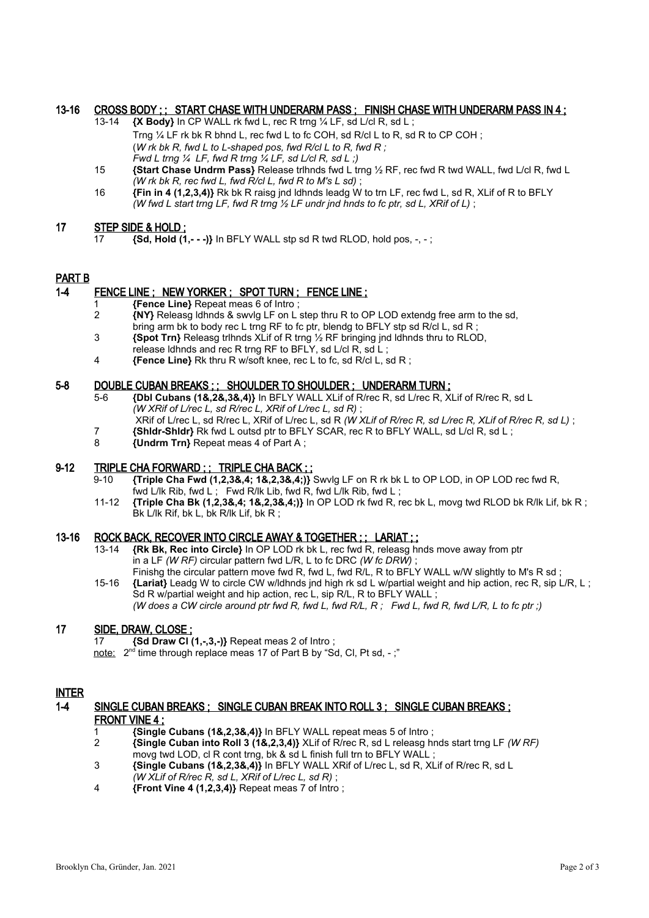**13-16 CROSS BODY ; ; START CHASE WITH UNDERARM PASS ; FINISH CHASE WITH UNDERARM PASS IN 4 ;**

13-14 **{X Body}** In CP WALL rk fwd L, rec R trng ¼ LF, sd L/cl R, sd L ;
Trng ¼ LF rk bk R bhnd L, rec fwd L to fc COH, sd R/cl L to R, sd R to CP COH ;
(*W rk bk R, fwd L to L-shaped pos, fwd R/cl L to R, fwd R ;*
*Fwd L trng ¼ LF, fwd R trng ¼ LF, sd L/cl R, sd L ;)*

15 **{Start Chase Undrm Pass}** Release trlhnds fwd L trng ½ RF, rec fwd R twd WALL, fwd L/cl R, fwd L *(W rk bk R, rec fwd L, fwd R/cl L, fwd R to M's L sd)* ;

16 **{Fin in 4 (1,2,3,4)}** Rk bk R raisg jnd ldhnds leadg W to trn LF, rec fwd L, sd R, XLif of R to BFLY *(W fwd L start trng LF, fwd R trng ½ LF undr jnd hnds to fc ptr, sd L, XRif of L)* ;

**17 STEP SIDE & HOLD ;**

17 **{Sd, Hold (1,- - -)}** In BFLY WALL stp sd R twd RLOD, hold pos, -, - ;

## PART B

**1-4 FENCE LINE ; NEW YORKER ; SPOT TURN ; FENCE LINE ;**

1 **{Fence Line}** Repeat meas 6 of Intro ;

2 **{NY}** Releasg ldhnds & swvlg LF on L step thru R to OP LOD extendg free arm to the sd, bring arm bk to body rec L trng RF to fc ptr, blendg to BFLY stp sd R/cl L, sd R ;

3 **{Spot Trn}** Releasg trlhnds XLif of R trng ½ RF bringing jnd ldhnds thru to RLOD, release ldhnds and rec R trng RF to BFLY, sd L/cl R, sd L ;

4 **{Fence Line}** Rk thru R w/soft knee, rec L to fc, sd R/cl L, sd R ;

**5-8 DOUBLE CUBAN BREAKS ; ; SHOULDER TO SHOULDER ; UNDERARM TURN ;**

5-6 **{Dbl Cubans (1&,2&,3&,4)}** In BFLY WALL XLif of R/rec R, sd L/rec R, XLif of R/rec R, sd L *(W XRif of L/rec L, sd R/rec L, XRif of L/rec L, sd R)* ;
XRif of L/rec L, sd R/rec L, XRif of L/rec L, sd R *(W XLif of R/rec R, sd L/rec R, XLif of R/rec R, sd L)* ;

7 **{Shldr-Shldr}** Rk fwd L outsd ptr to BFLY SCAR, rec R to BFLY WALL, sd L/cl R, sd L ;

8 **{Undrm Trn}** Repeat meas 4 of Part A ;

**9-12 TRIPLE CHA FORWARD ; ; TRIPLE CHA BACK ; ;**

9-10 **{Triple Cha Fwd (1,2,3&,4; 1&,2,3&,4;)}** Swvlg LF on R rk bk L to OP LOD, in OP LOD rec fwd R, fwd L/lk Rib, fwd L ; Fwd R/lk Lib, fwd R, fwd L/lk Rib, fwd L ;

11-12 **{Triple Cha Bk (1,2,3&,4; 1&,2,3&,4;)}** In OP LOD rk fwd R, rec bk L, movg twd RLOD bk R/lk Lif, bk R ; Bk L/lk Rif, bk L, bk R/lk Lif, bk R ;

**13-16 ROCK BACK, RECOVER INTO CIRCLE AWAY & TOGETHER ; ; LARIAT ; ;**

13-14 **{Rk Bk, Rec into Circle}** In OP LOD rk bk L, rec fwd R, releasg hnds move away from ptr in a LF *(W RF)* circular pattern fwd L/R, L to fc DRC *(W fc DRW)* ;
Finishg the circular pattern move fwd R, fwd L, fwd R/L, R to BFLY WALL w/W slightly to M's R sd ;

15-16 **{Lariat}** Leadg W to circle CW w/ldhnds jnd high rk sd L w/partial weight and hip action, rec R, sip L/R, L ;
Sd R w/partial weight and hip action, rec L, sip R/L, R to BFLY WALL ;
*(W does a CW circle around ptr fwd R, fwd L, fwd R/L, R ; Fwd L, fwd R, fwd L/R, L to fc ptr ;)*

**17 SIDE, DRAW, CLOSE ;**

17 **{Sd Draw Cl (1,-,3,-)}** Repeat meas 2 of Intro ;

note: 2nd time through replace meas 17 of Part B by "Sd, Cl, Pt sd, - ;"

## INTER

**1-4 SINGLE CUBAN BREAKS ; SINGLE CUBAN BREAK INTO ROLL 3 ; SINGLE CUBAN BREAKS ; FRONT VINE 4 ;**

1 **{Single Cubans (1&,2,3&,4)}** In BFLY WALL repeat meas 5 of Intro ;

2 **{Single Cuban into Roll 3 (1&,2,3,4)}** XLif of R/rec R, sd L releasg hnds start trng LF *(W RF)* movg twd LOD, cl R cont trng, bk & sd L finish full trn to BFLY WALL ;

3 **{Single Cubans (1&,2,3&,4)}** In BFLY WALL XRif of L/rec L, sd R, XLif of R/rec R, sd L *(W XLif of R/rec R, sd L, XRif of L/rec L, sd R)* ;

4 **{Front Vine 4 (1,2,3,4)}** Repeat meas 7 of Intro ;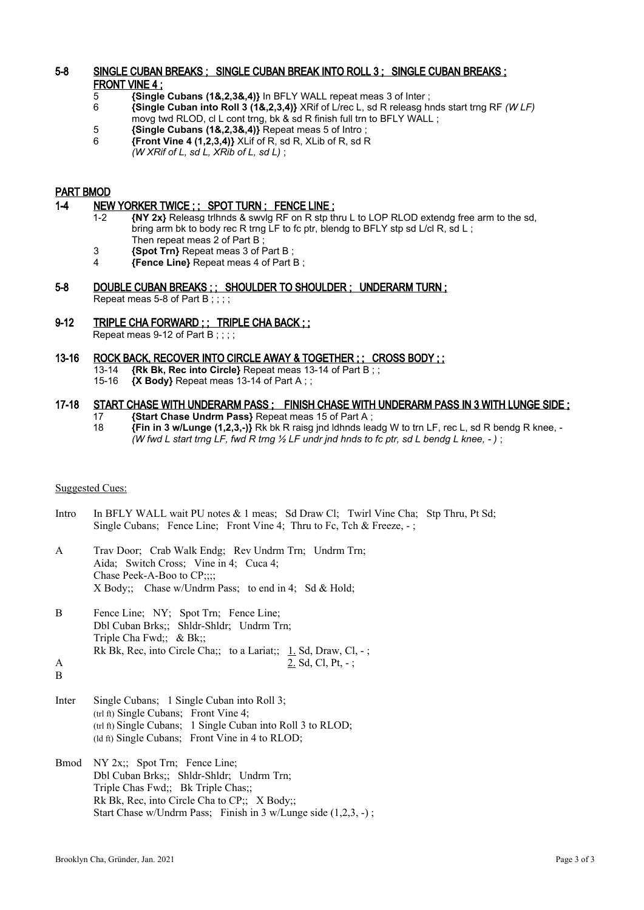## 5-8 SINGLE CUBAN BREAKS ; SINGLE CUBAN BREAK INTO ROLL 3 ; SINGLE CUBAN BREAKS ; FRONT VINE 4 ;

5 **{Single Cubans (1&,2,3&,4)}** In BFLY WALL repeat meas 3 of Inter ;

6 **{Single Cuban into Roll 3 (1&,2,3,4)}** XRif of L/rec L, sd R releasg hnds start trng RF *(W LF)* movg twd RLOD, cl L cont trng, bk & sd R finish full trn to BFLY WALL ;

5 **{Single Cubans (1&,2,3&,4)}** Repeat meas 5 of Intro ;

6 **{Front Vine 4 (1,2,3,4)}** XLif of R, sd R, XLib of R, sd R *(W XRif of L, sd L, XRib of L, sd L)* ;

## PART BMOD

### 1-4 NEW YORKER TWICE ; ; SPOT TURN ; FENCE LINE ;

1-2 **{NY 2x}** Releasg trlhnds & swvlg RF on R stp thru L to LOP RLOD extendg free arm to the sd, bring arm bk to body rec R trng LF to fc ptr, blendg to BFLY stp sd L/cl R, sd L ; Then repeat meas 2 of Part B ;

3 **{Spot Trn}** Repeat meas 3 of Part B ;

4 **{Fence Line}** Repeat meas 4 of Part B ;

### 5-8 DOUBLE CUBAN BREAKS ; ; SHOULDER TO SHOULDER ; UNDERARM TURN ;

Repeat meas 5-8 of Part B ; ; ; ;

### 9-12 TRIPLE CHA FORWARD ; ; TRIPLE CHA BACK ; ;

Repeat meas 9-12 of Part B ; ; ; ;

### 13-16 ROCK BACK, RECOVER INTO CIRCLE AWAY & TOGETHER ; ; CROSS BODY ; ;

13-14 **{Rk Bk, Rec into Circle}** Repeat meas 13-14 of Part B ; ;

15-16 **{X Body}** Repeat meas 13-14 of Part A ; ;

### 17-18 START CHASE WITH UNDERARM PASS ; FINISH CHASE WITH UNDERARM PASS IN 3 WITH LUNGE SIDE ;

17 **{Start Chase Undrm Pass}** Repeat meas 15 of Part A ;

18 **{Fin in 3 w/Lunge (1,2,3,-)}** Rk bk R raisg jnd ldhnds leadg W to trn LF, rec L, sd R bendg R knee, - *(W fwd L start trng LF, fwd R trng ½ LF undr jnd hnds to fc ptr, sd L bendg L knee, - )* ;

Suggested Cues:

Intro In BFLY WALL wait PU notes & 1 meas; Sd Draw Cl; Twirl Vine Cha; Stp Thru, Pt Sd; Single Cubans; Fence Line; Front Vine 4; Thru to Fc, Tch & Freeze, - ;

A Trav Door; Crab Walk Endg; Rev Undrm Trn; Undrm Trn; Aida; Switch Cross; Vine in 4; Cuca 4; Chase Peek-A-Boo to CP;;;; X Body;; Chase w/Undrm Pass; to end in 4; Sd & Hold;

B Fence Line; NY; Spot Trn; Fence Line; Dbl Cuban Brks;; Shldr-Shldr; Undrm Trn; Triple Cha Fwd;; & Bk;; Rk Bk, Rec, into Circle Cha;; to a Lariat;; 1. Sd, Draw, Cl, - ;

A 2. Sd, Cl, Pt, - ;

B

Inter Single Cubans; 1 Single Cuban into Roll 3; (trl ft) Single Cubans; Front Vine 4; (trl ft) Single Cubans; 1 Single Cuban into Roll 3 to RLOD; (ld ft) Single Cubans; Front Vine in 4 to RLOD;

Bmod NY 2x;; Spot Trn; Fence Line; Dbl Cuban Brks;; Shldr-Shldr; Undrm Trn; Triple Chas Fwd;; Bk Triple Chas;; Rk Bk, Rec, into Circle Cha to CP;; X Body;; Start Chase w/Undrm Pass; Finish in 3 w/Lunge side (1,2,3, -) ;